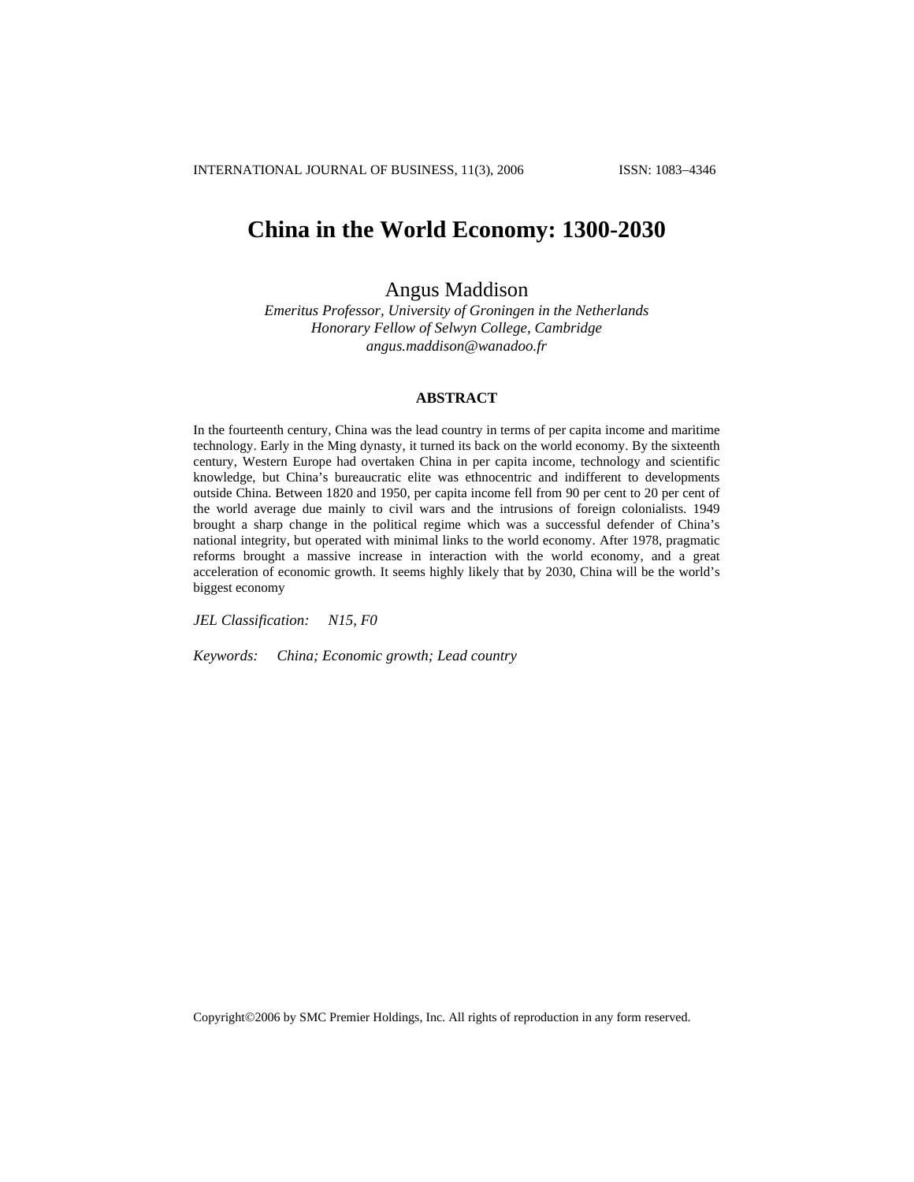# China in the World Economy: 1300-2030

Angus Maddison

*Emeritus Professor, University of Groningen in the Netherlands*
*Honorary Fellow of Selwyn College, Cambridge*
*angus.maddison@wanadoo.fr*

## ABSTRACT

In the fourteenth century, China was the lead country in terms of per capita income and maritime technology. Early in the Ming dynasty, it turned its back on the world economy. By the sixteenth century, Western Europe had overtaken China in per capita income, technology and scientific knowledge, but China's bureaucratic elite was ethnocentric and indifferent to developments outside China. Between 1820 and 1950, per capita income fell from 90 per cent to 20 per cent of the world average due mainly to civil wars and the intrusions of foreign colonialists. 1949 brought a sharp change in the political regime which was a successful defender of China's national integrity, but operated with minimal links to the world economy. After 1978, pragmatic reforms brought a massive increase in interaction with the world economy, and a great acceleration of economic growth. It seems highly likely that by 2030, China will be the world's biggest economy

*JEL Classification:* *N15, F0*

*Keywords:* *China; Economic growth; Lead country*

Copyright©2006 by SMC Premier Holdings, Inc. All rights of reproduction in any form reserved.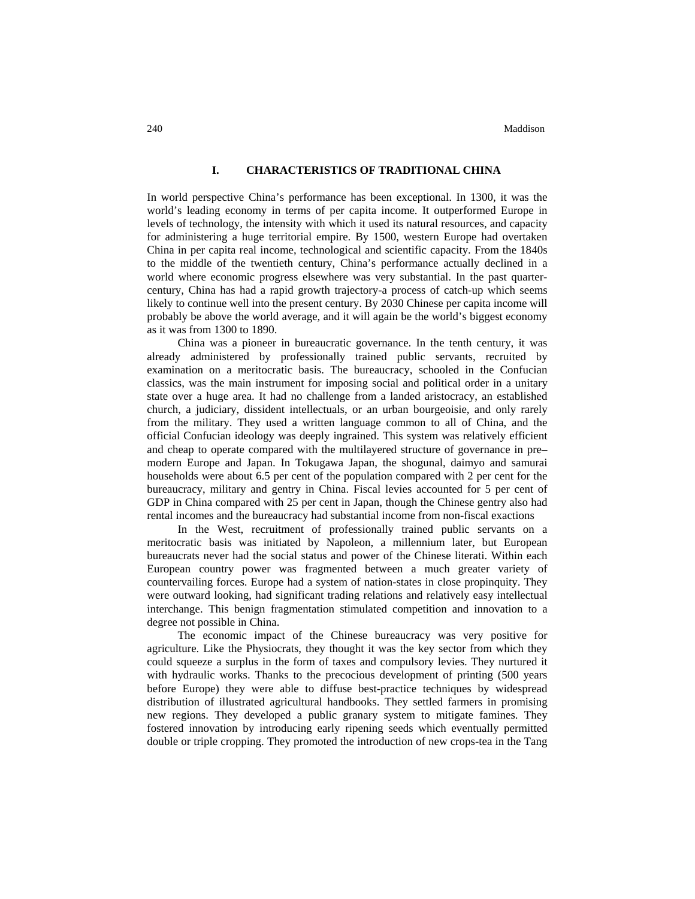## I. CHARACTERISTICS OF TRADITIONAL CHINA

In world perspective China's performance has been exceptional. In 1300, it was the world's leading economy in terms of per capita income. It outperformed Europe in levels of technology, the intensity with which it used its natural resources, and capacity for administering a huge territorial empire. By 1500, western Europe had overtaken China in per capita real income, technological and scientific capacity. From the 1840s to the middle of the twentieth century, China's performance actually declined in a world where economic progress elsewhere was very substantial. In the past quarter-century, China has had a rapid growth trajectory-a process of catch-up which seems likely to continue well into the present century. By 2030 Chinese per capita income will probably be above the world average, and it will again be the world's biggest economy as it was from 1300 to 1890.

China was a pioneer in bureaucratic governance. In the tenth century, it was already administered by professionally trained public servants, recruited by examination on a meritocratic basis. The bureaucracy, schooled in the Confucian classics, was the main instrument for imposing social and political order in a unitary state over a huge area. It had no challenge from a landed aristocracy, an established church, a judiciary, dissident intellectuals, or an urban bourgeoisie, and only rarely from the military. They used a written language common to all of China, and the official Confucian ideology was deeply ingrained. This system was relatively efficient and cheap to operate compared with the multilayered structure of governance in pre–modern Europe and Japan. In Tokugawa Japan, the shogunal, daimyo and samurai households were about 6.5 per cent of the population compared with 2 per cent for the bureaucracy, military and gentry in China. Fiscal levies accounted for 5 per cent of GDP in China compared with 25 per cent in Japan, though the Chinese gentry also had rental incomes and the bureaucracy had substantial income from non-fiscal exactions

In the West, recruitment of professionally trained public servants on a meritocratic basis was initiated by Napoleon, a millennium later, but European bureaucrats never had the social status and power of the Chinese literati. Within each European country power was fragmented between a much greater variety of countervailing forces. Europe had a system of nation-states in close propinquity. They were outward looking, had significant trading relations and relatively easy intellectual interchange. This benign fragmentation stimulated competition and innovation to a degree not possible in China.

The economic impact of the Chinese bureaucracy was very positive for agriculture. Like the Physiocrats, they thought it was the key sector from which they could squeeze a surplus in the form of taxes and compulsory levies. They nurtured it with hydraulic works. Thanks to the precocious development of printing (500 years before Europe) they were able to diffuse best-practice techniques by widespread distribution of illustrated agricultural handbooks. They settled farmers in promising new regions. They developed a public granary system to mitigate famines. They fostered innovation by introducing early ripening seeds which eventually permitted double or triple cropping. They promoted the introduction of new crops-tea in the Tang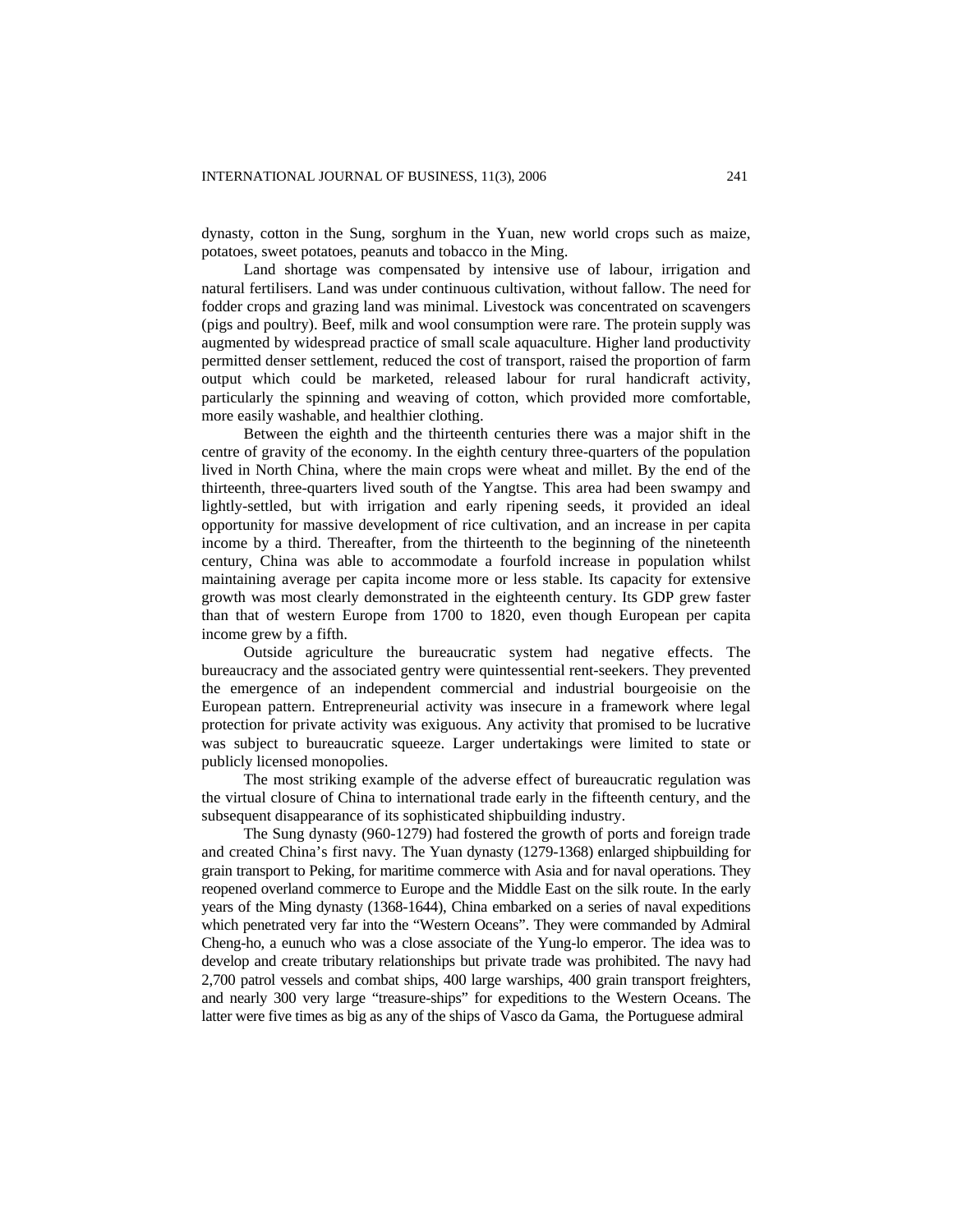dynasty, cotton in the Sung, sorghum in the Yuan, new world crops such as maize, potatoes, sweet potatoes, peanuts and tobacco in the Ming.

Land shortage was compensated by intensive use of labour, irrigation and natural fertilisers. Land was under continuous cultivation, without fallow. The need for fodder crops and grazing land was minimal. Livestock was concentrated on scavengers (pigs and poultry). Beef, milk and wool consumption were rare. The protein supply was augmented by widespread practice of small scale aquaculture. Higher land productivity permitted denser settlement, reduced the cost of transport, raised the proportion of farm output which could be marketed, released labour for rural handicraft activity, particularly the spinning and weaving of cotton, which provided more comfortable, more easily washable, and healthier clothing.

Between the eighth and the thirteenth centuries there was a major shift in the centre of gravity of the economy. In the eighth century three-quarters of the population lived in North China, where the main crops were wheat and millet. By the end of the thirteenth, three-quarters lived south of the Yangtse. This area had been swampy and lightly-settled, but with irrigation and early ripening seeds, it provided an ideal opportunity for massive development of rice cultivation, and an increase in per capita income by a third. Thereafter, from the thirteenth to the beginning of the nineteenth century, China was able to accommodate a fourfold increase in population whilst maintaining average per capita income more or less stable. Its capacity for extensive growth was most clearly demonstrated in the eighteenth century. Its GDP grew faster than that of western Europe from 1700 to 1820, even though European per capita income grew by a fifth.

Outside agriculture the bureaucratic system had negative effects. The bureaucracy and the associated gentry were quintessential rent-seekers. They prevented the emergence of an independent commercial and industrial bourgeoisie on the European pattern. Entrepreneurial activity was insecure in a framework where legal protection for private activity was exiguous. Any activity that promised to be lucrative was subject to bureaucratic squeeze. Larger undertakings were limited to state or publicly licensed monopolies.

The most striking example of the adverse effect of bureaucratic regulation was the virtual closure of China to international trade early in the fifteenth century, and the subsequent disappearance of its sophisticated shipbuilding industry.

The Sung dynasty (960-1279) had fostered the growth of ports and foreign trade and created China's first navy. The Yuan dynasty (1279-1368) enlarged shipbuilding for grain transport to Peking, for maritime commerce with Asia and for naval operations. They reopened overland commerce to Europe and the Middle East on the silk route. In the early years of the Ming dynasty (1368-1644), China embarked on a series of naval expeditions which penetrated very far into the "Western Oceans". They were commanded by Admiral Cheng-ho, a eunuch who was a close associate of the Yung-lo emperor. The idea was to develop and create tributary relationships but private trade was prohibited. The navy had 2,700 patrol vessels and combat ships, 400 large warships, 400 grain transport freighters, and nearly 300 very large "treasure-ships" for expeditions to the Western Oceans. The latter were five times as big as any of the ships of Vasco da Gama, the Portuguese admiral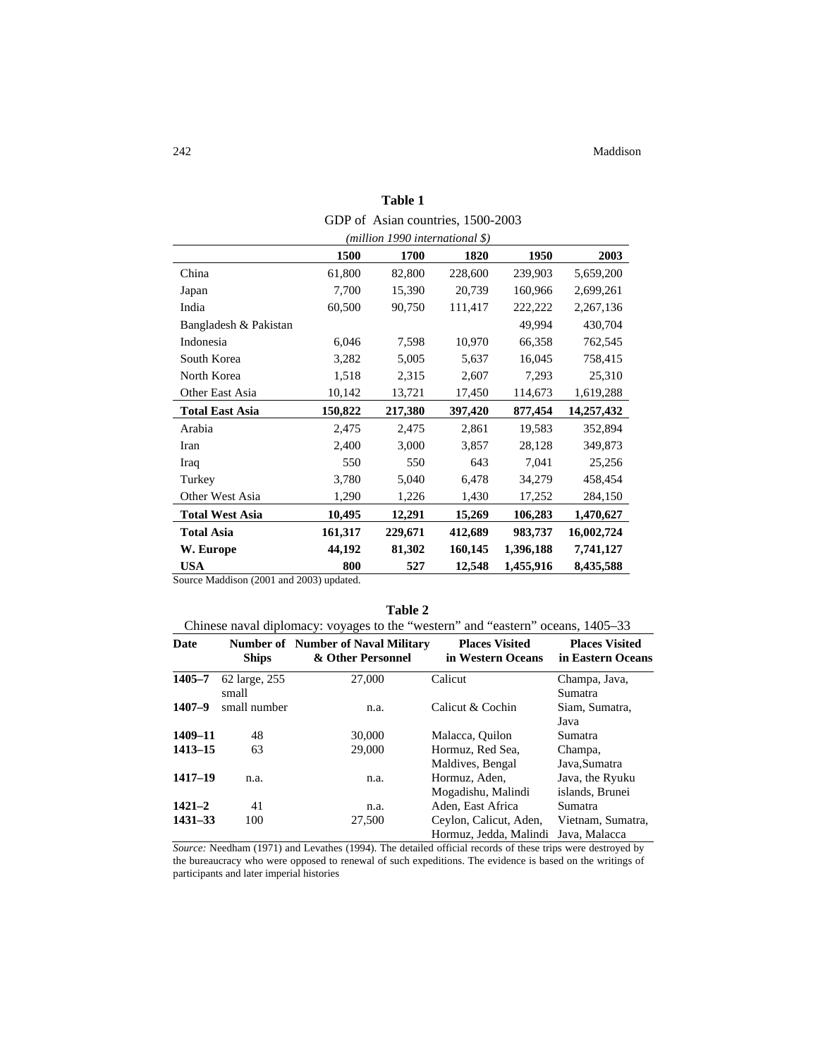**Table 1**

GDP of Asian countries, 1500-2003

*(million 1990 international $)*

| | 1500 | 1700 | 1820 | 1950 | 2003 |
|---|---|---|---|---|---|
| China | 61,800 | 82,800 | 228,600 | 239,903 | 5,659,200 |
| Japan | 7,700 | 15,390 | 20,739 | 160,966 | 2,699,261 |
| India | 60,500 | 90,750 | 111,417 | 222,222 | 2,267,136 |
| Bangladesh & Pakistan | | | | 49,994 | 430,704 |
| Indonesia | 6,046 | 7,598 | 10,970 | 66,358 | 762,545 |
| South Korea | 3,282 | 5,005 | 5,637 | 16,045 | 758,415 |
| North Korea | 1,518 | 2,315 | 2,607 | 7,293 | 25,310 |
| Other East Asia | 10,142 | 13,721 | 17,450 | 114,673 | 1,619,288 |
| **Total East Asia** | **150,822** | **217,380** | **397,420** | **877,454** | **14,257,432** |
| Arabia | 2,475 | 2,475 | 2,861 | 19,583 | 352,894 |
| Iran | 2,400 | 3,000 | 3,857 | 28,128 | 349,873 |
| Iraq | 550 | 550 | 643 | 7,041 | 25,256 |
| Turkey | 3,780 | 5,040 | 6,478 | 34,279 | 458,454 |
| Other West Asia | 1,290 | 1,226 | 1,430 | 17,252 | 284,150 |
| **Total West Asia** | **10,495** | **12,291** | **15,269** | **106,283** | **1,470,627** |
| **Total Asia** | **161,317** | **229,671** | **412,689** | **983,737** | **16,002,724** |
| **W. Europe** | **44,192** | **81,302** | **160,145** | **1,396,188** | **7,741,127** |
| **USA** | **800** | **527** | **12,548** | **1,455,916** | **8,435,588** |

Source Maddison (2001 and 2003) updated.

**Table 2**

Chinese naval diplomacy: voyages to the "western" and "eastern" oceans, 1405–33

| Date | Number of Ships | Number of Naval Military & Other Personnel | Places Visited in Western Oceans | Places Visited in Eastern Oceans |
|---|---|---|---|---|
| **1405–7** | 62 large, 255 small | 27,000 | Calicut | Champa, Java, Sumatra |
| **1407–9** | small number | n.a. | Calicut & Cochin | Siam, Sumatra, Java |
| **1409–11** | 48 | 30,000 | Malacca, Quilon | Sumatra |
| **1413–15** | 63 | 29,000 | Hormuz, Red Sea, Maldives, Bengal | Champa, Java,Sumatra |
| **1417–19** | n.a. | n.a. | Hormuz, Aden, Mogadishu, Malindi | Java, the Ryuku islands, Brunei |
| **1421–2** | 41 | n.a. | Aden, East Africa | Sumatra |
| **1431–33** | 100 | 27,500 | Ceylon, Calicut, Aden, Hormuz, Jedda, Malindi | Vietnam, Sumatra, Java, Malacca |

*Source:* Needham (1971) and Levathes (1994). The detailed official records of these trips were destroyed by the bureaucracy who were opposed to renewal of such expeditions. The evidence is based on the writings of participants and later imperial histories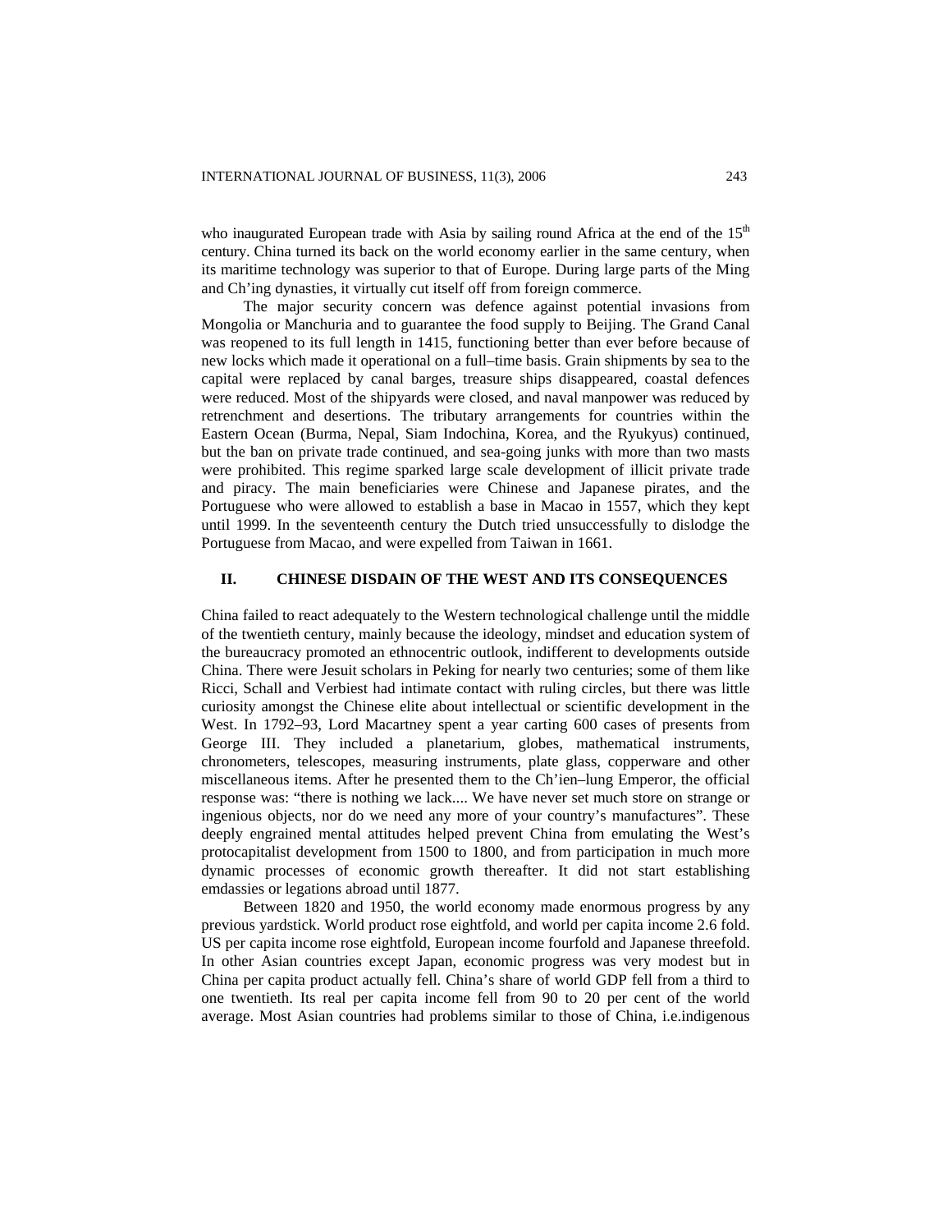who inaugurated European trade with Asia by sailing round Africa at the end of the 15th century. China turned its back on the world economy earlier in the same century, when its maritime technology was superior to that of Europe. During large parts of the Ming and Ch'ing dynasties, it virtually cut itself off from foreign commerce.

The major security concern was defence against potential invasions from Mongolia or Manchuria and to guarantee the food supply to Beijing. The Grand Canal was reopened to its full length in 1415, functioning better than ever before because of new locks which made it operational on a full–time basis. Grain shipments by sea to the capital were replaced by canal barges, treasure ships disappeared, coastal defences were reduced. Most of the shipyards were closed, and naval manpower was reduced by retrenchment and desertions. The tributary arrangements for countries within the Eastern Ocean (Burma, Nepal, Siam Indochina, Korea, and the Ryukyus) continued, but the ban on private trade continued, and sea-going junks with more than two masts were prohibited. This regime sparked large scale development of illicit private trade and piracy. The main beneficiaries were Chinese and Japanese pirates, and the Portuguese who were allowed to establish a base in Macao in 1557, which they kept until 1999. In the seventeenth century the Dutch tried unsuccessfully to dislodge the Portuguese from Macao, and were expelled from Taiwan in 1661.

## II. CHINESE DISDAIN OF THE WEST AND ITS CONSEQUENCES

China failed to react adequately to the Western technological challenge until the middle of the twentieth century, mainly because the ideology, mindset and education system of the bureaucracy promoted an ethnocentric outlook, indifferent to developments outside China. There were Jesuit scholars in Peking for nearly two centuries; some of them like Ricci, Schall and Verbiest had intimate contact with ruling circles, but there was little curiosity amongst the Chinese elite about intellectual or scientific development in the West. In 1792–93, Lord Macartney spent a year carting 600 cases of presents from George III. They included a planetarium, globes, mathematical instruments, chronometers, telescopes, measuring instruments, plate glass, copperware and other miscellaneous items. After he presented them to the Ch'ien–lung Emperor, the official response was: "there is nothing we lack.... We have never set much store on strange or ingenious objects, nor do we need any more of your country's manufactures". These deeply engrained mental attitudes helped prevent China from emulating the West's protocapitalist development from 1500 to 1800, and from participation in much more dynamic processes of economic growth thereafter. It did not start establishing emdassies or legations abroad until 1877.

Between 1820 and 1950, the world economy made enormous progress by any previous yardstick. World product rose eightfold, and world per capita income 2.6 fold. US per capita income rose eightfold, European income fourfold and Japanese threefold. In other Asian countries except Japan, economic progress was very modest but in China per capita product actually fell. China's share of world GDP fell from a third to one twentieth. Its real per capita income fell from 90 to 20 per cent of the world average. Most Asian countries had problems similar to those of China, i.e.indigenous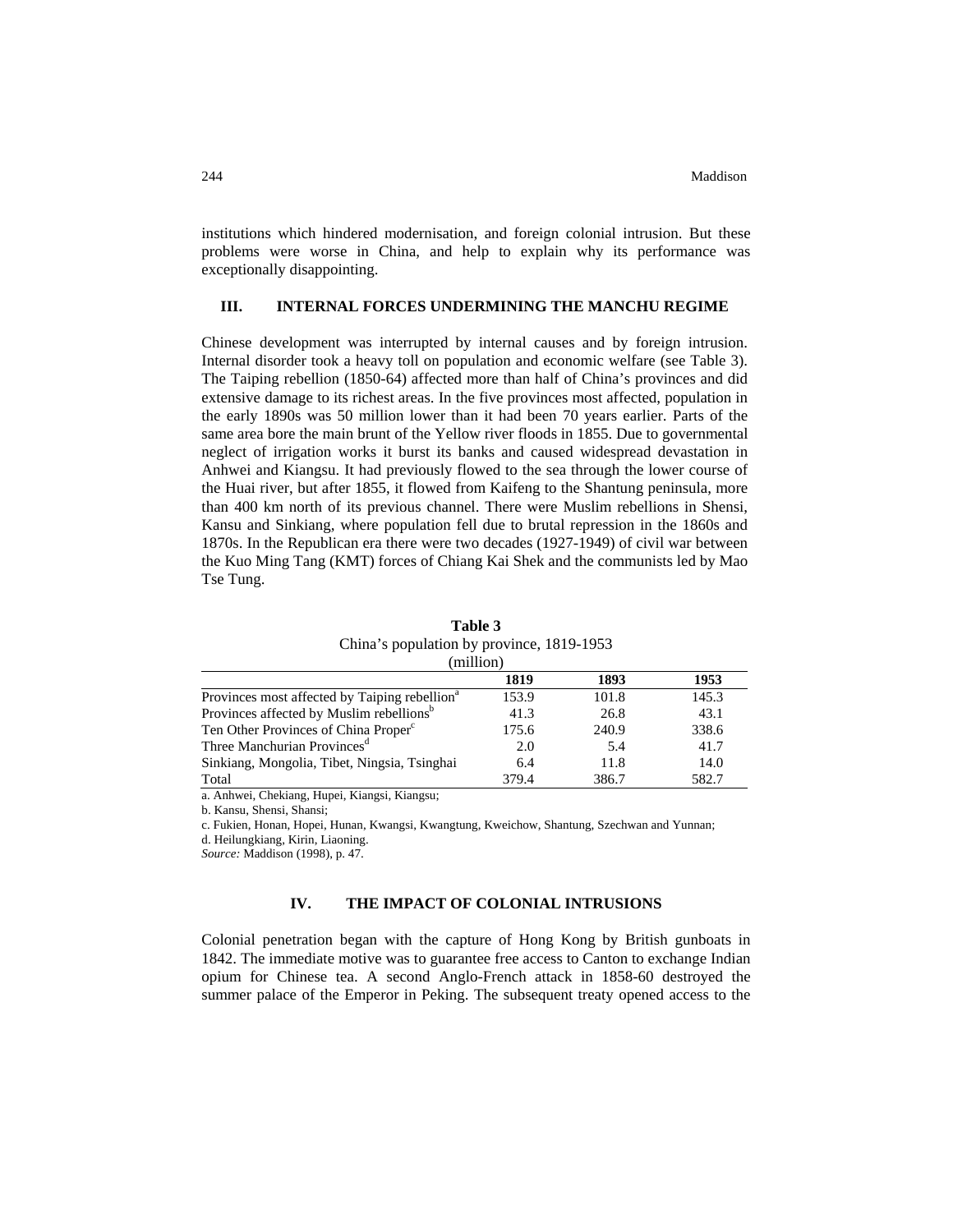institutions which hindered modernisation, and foreign colonial intrusion. But these problems were worse in China, and help to explain why its performance was exceptionally disappointing.

## III. INTERNAL FORCES UNDERMINING THE MANCHU REGIME

Chinese development was interrupted by internal causes and by foreign intrusion. Internal disorder took a heavy toll on population and economic welfare (see Table 3). The Taiping rebellion (1850-64) affected more than half of China's provinces and did extensive damage to its richest areas. In the five provinces most affected, population in the early 1890s was 50 million lower than it had been 70 years earlier. Parts of the same area bore the main brunt of the Yellow river floods in 1855. Due to governmental neglect of irrigation works it burst its banks and caused widespread devastation in Anhwei and Kiangsu. It had previously flowed to the sea through the lower course of the Huai river, but after 1855, it flowed from Kaifeng to the Shantung peninsula, more than 400 km north of its previous channel. There were Muslim rebellions in Shensi, Kansu and Sinkiang, where population fell due to brutal repression in the 1860s and 1870s. In the Republican era there were two decades (1927-1949) of civil war between the Kuo Ming Tang (KMT) forces of Chiang Kai Shek and the communists led by Mao Tse Tung.

**Table 3**
China's population by province, 1819-1953
(million)

| | 1819 | 1893 | 1953 |
|---|---|---|---|
| Provinces most affected by Taiping rebellion[a] | 153.9 | 101.8 | 145.3 |
| Provinces affected by Muslim rebellions[b] | 41.3 | 26.8 | 43.1 |
| Ten Other Provinces of China Proper[c] | 175.6 | 240.9 | 338.6 |
| Three Manchurian Provinces[d] | 2.0 | 5.4 | 41.7 |
| Sinkiang, Mongolia, Tibet, Ningsia, Tsinghai | 6.4 | 11.8 | 14.0 |
| Total | 379.4 | 386.7 | 582.7 |

a. Anhwei, Chekiang, Hupei, Kiangsi, Kiangsu;

b. Kansu, Shensi, Shansi;

c. Fukien, Honan, Hopei, Hunan, Kwangsi, Kwangtung, Kweichow, Shantung, Szechwan and Yunnan;

d. Heilungkiang, Kirin, Liaoning.

*Source:* Maddison (1998), p. 47.

## IV. THE IMPACT OF COLONIAL INTRUSIONS

Colonial penetration began with the capture of Hong Kong by British gunboats in 1842. The immediate motive was to guarantee free access to Canton to exchange Indian opium for Chinese tea. A second Anglo-French attack in 1858-60 destroyed the summer palace of the Emperor in Peking. The subsequent treaty opened access to the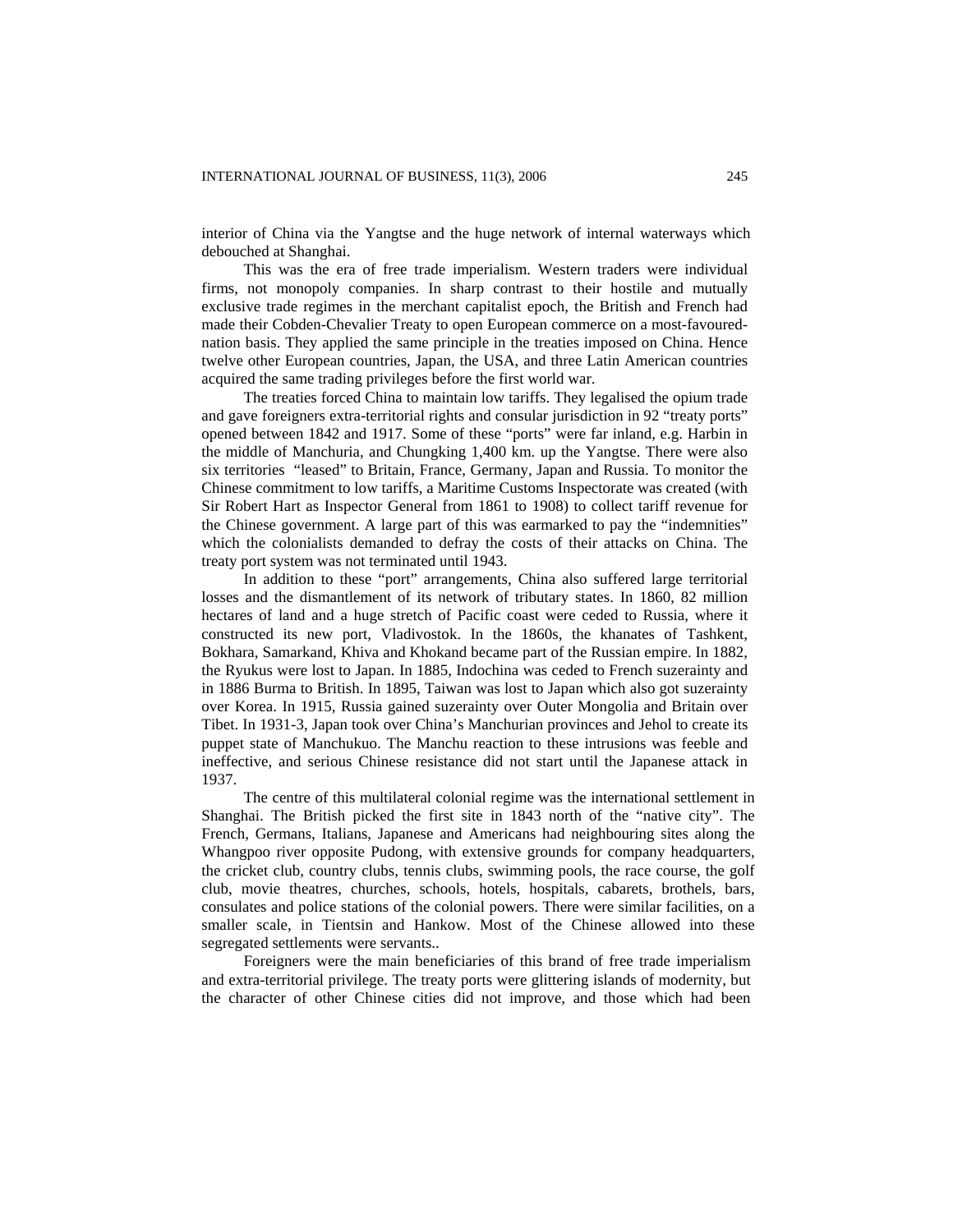interior of China via the Yangtse and the huge network of internal waterways which debouched at Shanghai.

This was the era of free trade imperialism. Western traders were individual firms, not monopoly companies. In sharp contrast to their hostile and mutually exclusive trade regimes in the merchant capitalist epoch, the British and French had made their Cobden-Chevalier Treaty to open European commerce on a most-favoured-nation basis. They applied the same principle in the treaties imposed on China. Hence twelve other European countries, Japan, the USA, and three Latin American countries acquired the same trading privileges before the first world war.

The treaties forced China to maintain low tariffs. They legalised the opium trade and gave foreigners extra-territorial rights and consular jurisdiction in 92 "treaty ports" opened between 1842 and 1917. Some of these "ports" were far inland, e.g. Harbin in the middle of Manchuria, and Chungking 1,400 km. up the Yangtse. There were also six territories "leased" to Britain, France, Germany, Japan and Russia. To monitor the Chinese commitment to low tariffs, a Maritime Customs Inspectorate was created (with Sir Robert Hart as Inspector General from 1861 to 1908) to collect tariff revenue for the Chinese government. A large part of this was earmarked to pay the "indemnities" which the colonialists demanded to defray the costs of their attacks on China. The treaty port system was not terminated until 1943.

In addition to these "port" arrangements, China also suffered large territorial losses and the dismantlement of its network of tributary states. In 1860, 82 million hectares of land and a huge stretch of Pacific coast were ceded to Russia, where it constructed its new port, Vladivostok. In the 1860s, the khanates of Tashkent, Bokhara, Samarkand, Khiva and Khokand became part of the Russian empire. In 1882, the Ryukus were lost to Japan. In 1885, Indochina was ceded to French suzerainty and in 1886 Burma to British. In 1895, Taiwan was lost to Japan which also got suzerainty over Korea. In 1915, Russia gained suzerainty over Outer Mongolia and Britain over Tibet. In 1931-3, Japan took over China's Manchurian provinces and Jehol to create its puppet state of Manchukuo. The Manchu reaction to these intrusions was feeble and ineffective, and serious Chinese resistance did not start until the Japanese attack in 1937.

The centre of this multilateral colonial regime was the international settlement in Shanghai. The British picked the first site in 1843 north of the "native city". The French, Germans, Italians, Japanese and Americans had neighbouring sites along the Whangpoo river opposite Pudong, with extensive grounds for company headquarters, the cricket club, country clubs, tennis clubs, swimming pools, the race course, the golf club, movie theatres, churches, schools, hotels, hospitals, cabarets, brothels, bars, consulates and police stations of the colonial powers. There were similar facilities, on a smaller scale, in Tientsin and Hankow. Most of the Chinese allowed into these segregated settlements were servants..

Foreigners were the main beneficiaries of this brand of free trade imperialism and extra-territorial privilege. The treaty ports were glittering islands of modernity, but the character of other Chinese cities did not improve, and those which had been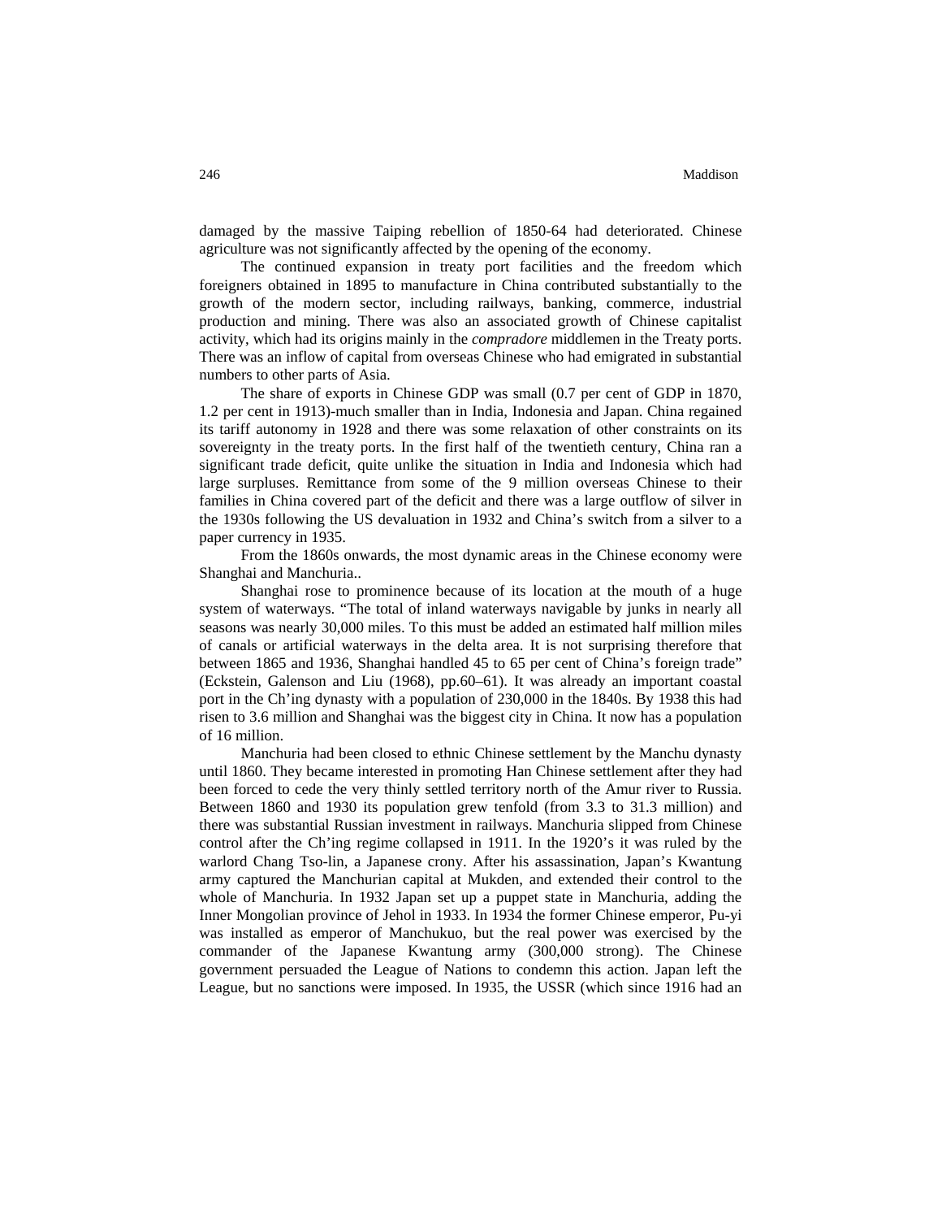damaged by the massive Taiping rebellion of 1850-64 had deteriorated. Chinese agriculture was not significantly affected by the opening of the economy.

The continued expansion in treaty port facilities and the freedom which foreigners obtained in 1895 to manufacture in China contributed substantially to the growth of the modern sector, including railways, banking, commerce, industrial production and mining. There was also an associated growth of Chinese capitalist activity, which had its origins mainly in the *compradore* middlemen in the Treaty ports. There was an inflow of capital from overseas Chinese who had emigrated in substantial numbers to other parts of Asia.

The share of exports in Chinese GDP was small (0.7 per cent of GDP in 1870, 1.2 per cent in 1913)-much smaller than in India, Indonesia and Japan. China regained its tariff autonomy in 1928 and there was some relaxation of other constraints on its sovereignty in the treaty ports. In the first half of the twentieth century, China ran a significant trade deficit, quite unlike the situation in India and Indonesia which had large surpluses. Remittance from some of the 9 million overseas Chinese to their families in China covered part of the deficit and there was a large outflow of silver in the 1930s following the US devaluation in 1932 and China's switch from a silver to a paper currency in 1935.

From the 1860s onwards, the most dynamic areas in the Chinese economy were Shanghai and Manchuria..

Shanghai rose to prominence because of its location at the mouth of a huge system of waterways. "The total of inland waterways navigable by junks in nearly all seasons was nearly 30,000 miles. To this must be added an estimated half million miles of canals or artificial waterways in the delta area. It is not surprising therefore that between 1865 and 1936, Shanghai handled 45 to 65 per cent of China's foreign trade" (Eckstein, Galenson and Liu (1968), pp.60–61). It was already an important coastal port in the Ch'ing dynasty with a population of 230,000 in the 1840s. By 1938 this had risen to 3.6 million and Shanghai was the biggest city in China. It now has a population of 16 million.

Manchuria had been closed to ethnic Chinese settlement by the Manchu dynasty until 1860. They became interested in promoting Han Chinese settlement after they had been forced to cede the very thinly settled territory north of the Amur river to Russia. Between 1860 and 1930 its population grew tenfold (from 3.3 to 31.3 million) and there was substantial Russian investment in railways. Manchuria slipped from Chinese control after the Ch'ing regime collapsed in 1911. In the 1920's it was ruled by the warlord Chang Tso-lin, a Japanese crony. After his assassination, Japan's Kwantung army captured the Manchurian capital at Mukden, and extended their control to the whole of Manchuria. In 1932 Japan set up a puppet state in Manchuria, adding the Inner Mongolian province of Jehol in 1933. In 1934 the former Chinese emperor, Pu-yi was installed as emperor of Manchukuo, but the real power was exercised by the commander of the Japanese Kwantung army (300,000 strong). The Chinese government persuaded the League of Nations to condemn this action. Japan left the League, but no sanctions were imposed. In 1935, the USSR (which since 1916 had an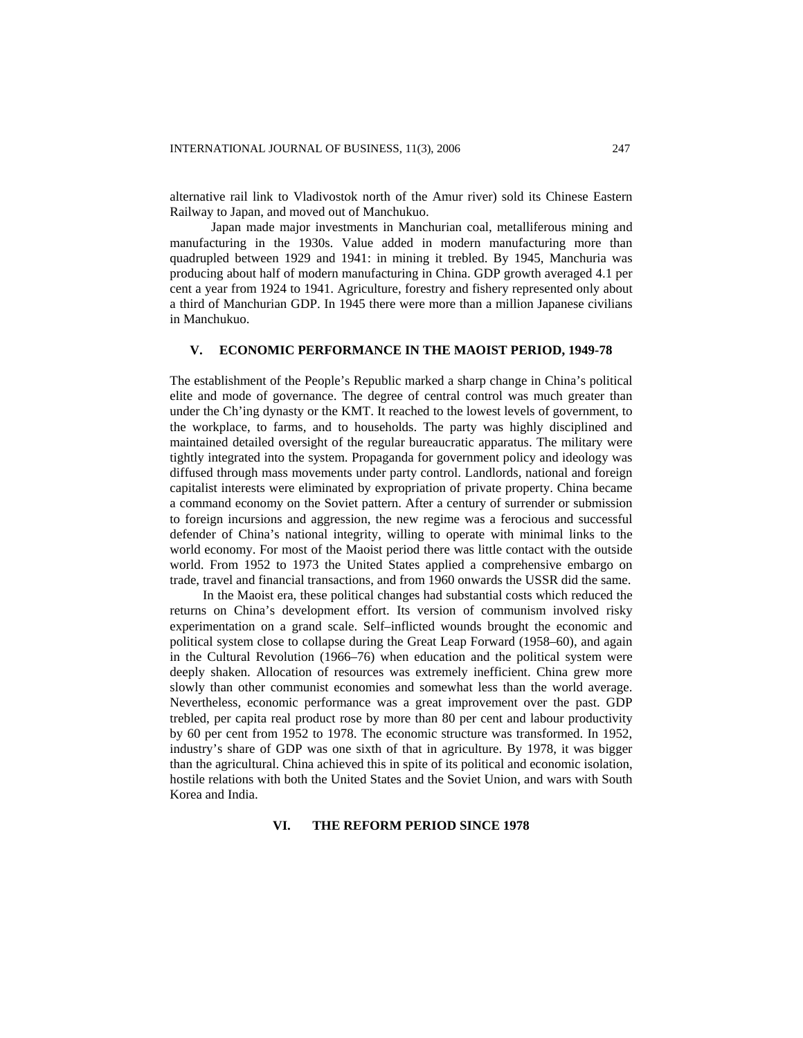alternative rail link to Vladivostok north of the Amur river) sold its Chinese Eastern Railway to Japan, and moved out of Manchukuo.

Japan made major investments in Manchurian coal, metalliferous mining and manufacturing in the 1930s. Value added in modern manufacturing more than quadrupled between 1929 and 1941: in mining it trebled. By 1945, Manchuria was producing about half of modern manufacturing in China. GDP growth averaged 4.1 per cent a year from 1924 to 1941. Agriculture, forestry and fishery represented only about a third of Manchurian GDP. In 1945 there were more than a million Japanese civilians in Manchukuo.

## V. ECONOMIC PERFORMANCE IN THE MAOIST PERIOD, 1949-78

The establishment of the People's Republic marked a sharp change in China's political elite and mode of governance. The degree of central control was much greater than under the Ch'ing dynasty or the KMT. It reached to the lowest levels of government, to the workplace, to farms, and to households. The party was highly disciplined and maintained detailed oversight of the regular bureaucratic apparatus. The military were tightly integrated into the system. Propaganda for government policy and ideology was diffused through mass movements under party control. Landlords, national and foreign capitalist interests were eliminated by expropriation of private property. China became a command economy on the Soviet pattern. After a century of surrender or submission to foreign incursions and aggression, the new regime was a ferocious and successful defender of China's national integrity, willing to operate with minimal links to the world economy. For most of the Maoist period there was little contact with the outside world. From 1952 to 1973 the United States applied a comprehensive embargo on trade, travel and financial transactions, and from 1960 onwards the USSR did the same.

In the Maoist era, these political changes had substantial costs which reduced the returns on China's development effort. Its version of communism involved risky experimentation on a grand scale. Self–inflicted wounds brought the economic and political system close to collapse during the Great Leap Forward (1958–60), and again in the Cultural Revolution (1966–76) when education and the political system were deeply shaken. Allocation of resources was extremely inefficient. China grew more slowly than other communist economies and somewhat less than the world average. Nevertheless, economic performance was a great improvement over the past. GDP trebled, per capita real product rose by more than 80 per cent and labour productivity by 60 per cent from 1952 to 1978. The economic structure was transformed. In 1952, industry's share of GDP was one sixth of that in agriculture. By 1978, it was bigger than the agricultural. China achieved this in spite of its political and economic isolation, hostile relations with both the United States and the Soviet Union, and wars with South Korea and India.

## VI. THE REFORM PERIOD SINCE 1978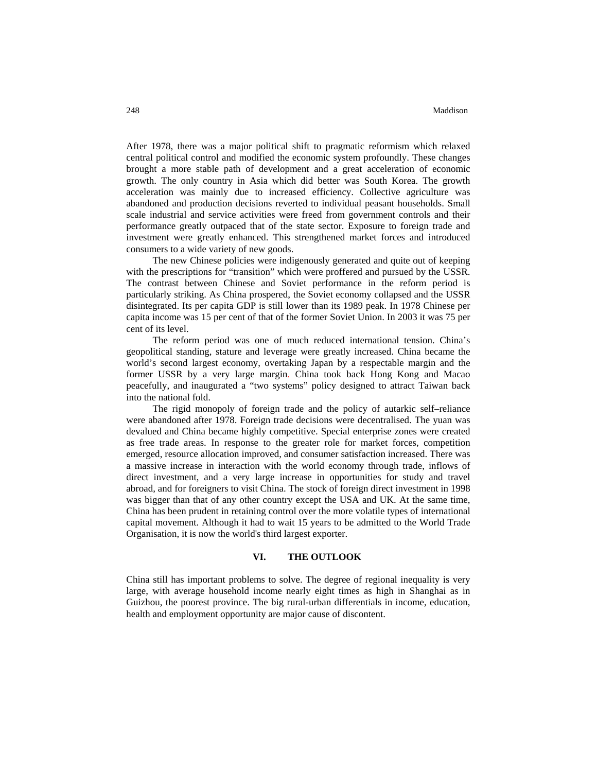After 1978, there was a major political shift to pragmatic reformism which relaxed central political control and modified the economic system profoundly. These changes brought a more stable path of development and a great acceleration of economic growth. The only country in Asia which did better was South Korea. The growth acceleration was mainly due to increased efficiency. Collective agriculture was abandoned and production decisions reverted to individual peasant households. Small scale industrial and service activities were freed from government controls and their performance greatly outpaced that of the state sector. Exposure to foreign trade and investment were greatly enhanced. This strengthened market forces and introduced consumers to a wide variety of new goods.

The new Chinese policies were indigenously generated and quite out of keeping with the prescriptions for "transition" which were proffered and pursued by the USSR. The contrast between Chinese and Soviet performance in the reform period is particularly striking. As China prospered, the Soviet economy collapsed and the USSR disintegrated. Its per capita GDP is still lower than its 1989 peak. In 1978 Chinese per capita income was 15 per cent of that of the former Soviet Union. In 2003 it was 75 per cent of its level.

The reform period was one of much reduced international tension. China's geopolitical standing, stature and leverage were greatly increased. China became the world's second largest economy, overtaking Japan by a respectable margin and the former USSR by a very large margin. China took back Hong Kong and Macao peacefully, and inaugurated a "two systems" policy designed to attract Taiwan back into the national fold.

The rigid monopoly of foreign trade and the policy of autarkic self–reliance were abandoned after 1978. Foreign trade decisions were decentralised. The yuan was devalued and China became highly competitive. Special enterprise zones were created as free trade areas. In response to the greater role for market forces, competition emerged, resource allocation improved, and consumer satisfaction increased. There was a massive increase in interaction with the world economy through trade, inflows of direct investment, and a very large increase in opportunities for study and travel abroad, and for foreigners to visit China. The stock of foreign direct investment in 1998 was bigger than that of any other country except the USA and UK. At the same time, China has been prudent in retaining control over the more volatile types of international capital movement. Although it had to wait 15 years to be admitted to the World Trade Organisation, it is now the world's third largest exporter.

## VI. THE OUTLOOK

China still has important problems to solve. The degree of regional inequality is very large, with average household income nearly eight times as high in Shanghai as in Guizhou, the poorest province. The big rural-urban differentials in income, education, health and employment opportunity are major cause of discontent.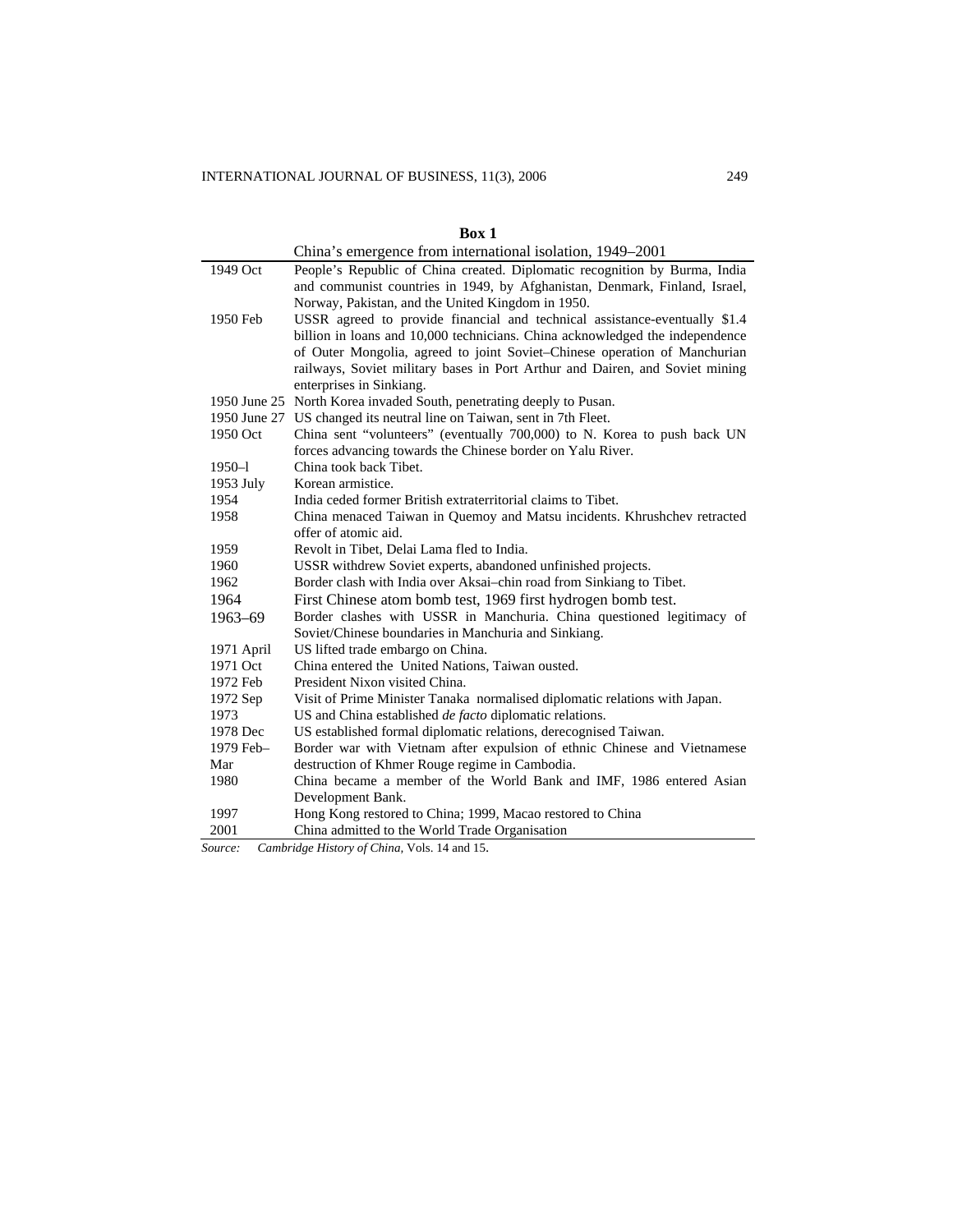**Box 1**

China's emergence from international isolation, 1949–2001

| | |
|---|---|
| 1949 Oct | People's Republic of China created. Diplomatic recognition by Burma, India and communist countries in 1949, by Afghanistan, Denmark, Finland, Israel, Norway, Pakistan, and the United Kingdom in 1950. |
| 1950 Feb | USSR agreed to provide financial and technical assistance-eventually $1.4 billion in loans and 10,000 technicians. China acknowledged the independence of Outer Mongolia, agreed to joint Soviet–Chinese operation of Manchurian railways, Soviet military bases in Port Arthur and Dairen, and Soviet mining enterprises in Sinkiang. |
| 1950 June 25 | North Korea invaded South, penetrating deeply to Pusan. |
| 1950 June 27 | US changed its neutral line on Taiwan, sent in 7th Fleet. |
| 1950 Oct | China sent "volunteers" (eventually 700,000) to N. Korea to push back UN forces advancing towards the Chinese border on Yalu River. |
| 1950–l | China took back Tibet. |
| 1953 July | Korean armistice. |
| 1954 | India ceded former British extraterritorial claims to Tibet. |
| 1958 | China menaced Taiwan in Quemoy and Matsu incidents. Khrushchev retracted offer of atomic aid. |
| 1959 | Revolt in Tibet, Delai Lama fled to India. |
| 1960 | USSR withdrew Soviet experts, abandoned unfinished projects. |
| 1962 | Border clash with India over Aksai–chin road from Sinkiang to Tibet. |
| 1964 | First Chinese atom bomb test, 1969 first hydrogen bomb test. |
| 1963–69 | Border clashes with USSR in Manchuria. China questioned legitimacy of Soviet/Chinese boundaries in Manchuria and Sinkiang. |
| 1971 April | US lifted trade embargo on China. |
| 1971 Oct | China entered the United Nations, Taiwan ousted. |
| 1972 Feb | President Nixon visited China. |
| 1972 Sep | Visit of Prime Minister Tanaka normalised diplomatic relations with Japan. |
| 1973 | US and China established *de facto* diplomatic relations. |
| 1978 Dec | US established formal diplomatic relations, derecognised Taiwan. |
| 1979 Feb–Mar | Border war with Vietnam after expulsion of ethnic Chinese and Vietnamese destruction of Khmer Rouge regime in Cambodia. |
| 1980 | China became a member of the World Bank and IMF, 1986 entered Asian Development Bank. |
| 1997 | Hong Kong restored to China; 1999, Macao restored to China |
| 2001 | China admitted to the World Trade Organisation |

*Source:* *Cambridge History of China*, Vols. 14 and 15.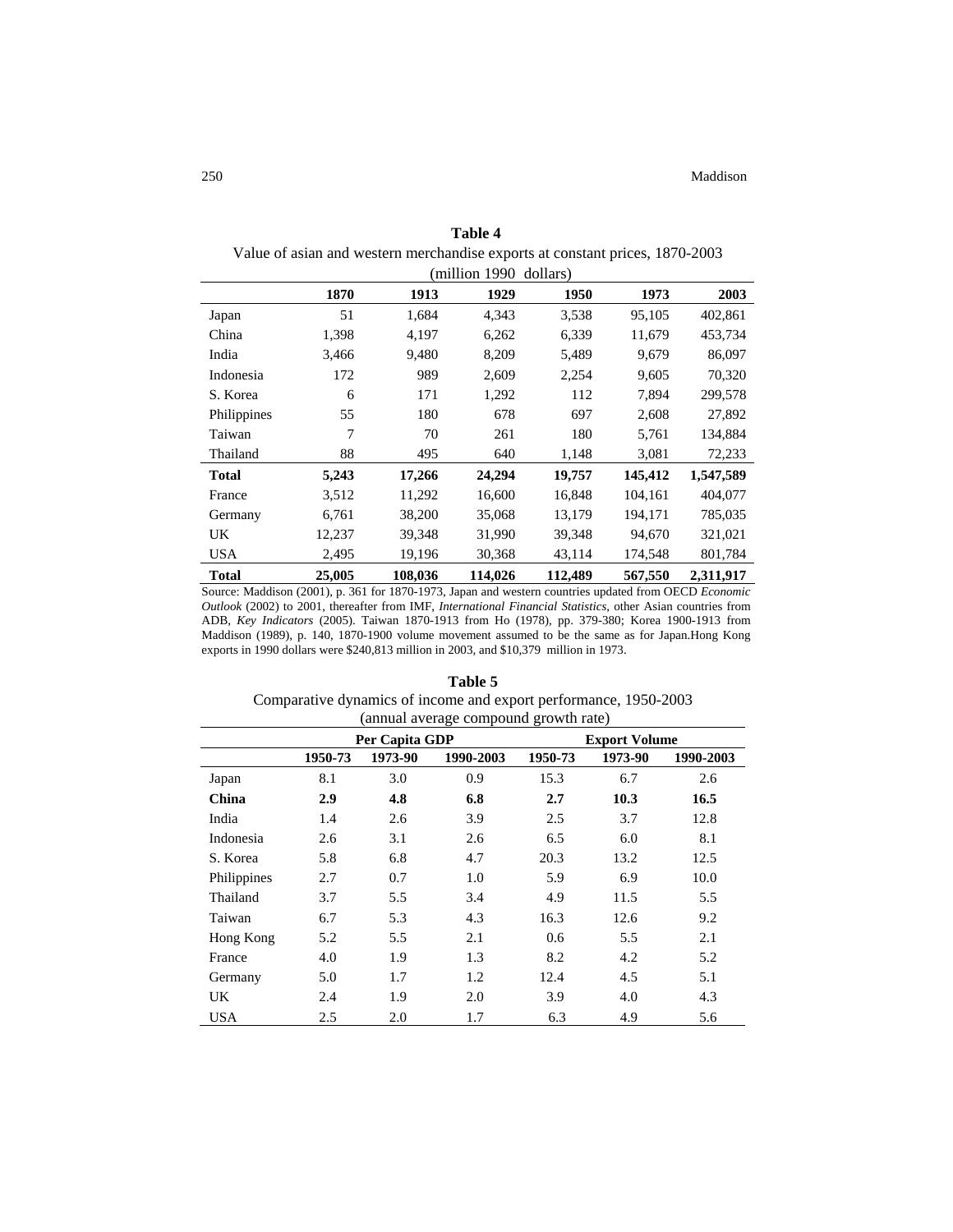**Table 4**

Value of asian and western merchandise exports at constant prices, 1870-2003

(million 1990 dollars)

| | **1870** | **1913** | **1929** | **1950** | **1973** | **2003** |
|---|---|---|---|---|---|---|
| Japan | 51 | 1,684 | 4,343 | 3,538 | 95,105 | 402,861 |
| China | 1,398 | 4,197 | 6,262 | 6,339 | 11,679 | 453,734 |
| India | 3,466 | 9,480 | 8,209 | 5,489 | 9,679 | 86,097 |
| Indonesia | 172 | 989 | 2,609 | 2,254 | 9,605 | 70,320 |
| S. Korea | 6 | 171 | 1,292 | 112 | 7,894 | 299,578 |
| Philippines | 55 | 180 | 678 | 697 | 2,608 | 27,892 |
| Taiwan | 7 | 70 | 261 | 180 | 5,761 | 134,884 |
| Thailand | 88 | 495 | 640 | 1,148 | 3,081 | 72,233 |
| **Total** | **5,243** | **17,266** | **24,294** | **19,757** | **145,412** | **1,547,589** |
| France | 3,512 | 11,292 | 16,600 | 16,848 | 104,161 | 404,077 |
| Germany | 6,761 | 38,200 | 35,068 | 13,179 | 194,171 | 785,035 |
| UK | 12,237 | 39,348 | 31,990 | 39,348 | 94,670 | 321,021 |
| USA | 2,495 | 19,196 | 30,368 | 43,114 | 174,548 | 801,784 |
| **Total** | **25,005** | **108,036** | **114,026** | **112,489** | **567,550** | **2,311,917** |

Source: Maddison (2001), p. 361 for 1870-1973, Japan and western countries updated from OECD *Economic Outlook* (2002) to 2001, thereafter from IMF, *International Financial Statistics*, other Asian countries from ADB, *Key Indicators* (2005). Taiwan 1870-1913 from Ho (1978), pp. 379-380; Korea 1900-1913 from Maddison (1989), p. 140, 1870-1900 volume movement assumed to be the same as for Japan.Hong Kong exports in 1990 dollars were $240,813 million in 2003, and $10,379 million in 1973.

**Table 5**

Comparative dynamics of income and export performance, 1950-2003

(annual average compound growth rate)

| | **Per Capita GDP** | | | **Export Volume** | | |
|---|---|---|---|---|---|---|
| | **1950-73** | **1973-90** | **1990-2003** | **1950-73** | **1973-90** | **1990-2003** |
| Japan | 8.1 | 3.0 | 0.9 | 15.3 | 6.7 | 2.6 |
| **China** | **2.9** | **4.8** | **6.8** | **2.7** | **10.3** | **16.5** |
| India | 1.4 | 2.6 | 3.9 | 2.5 | 3.7 | 12.8 |
| Indonesia | 2.6 | 3.1 | 2.6 | 6.5 | 6.0 | 8.1 |
| S. Korea | 5.8 | 6.8 | 4.7 | 20.3 | 13.2 | 12.5 |
| Philippines | 2.7 | 0.7 | 1.0 | 5.9 | 6.9 | 10.0 |
| Thailand | 3.7 | 5.5 | 3.4 | 4.9 | 11.5 | 5.5 |
| Taiwan | 6.7 | 5.3 | 4.3 | 16.3 | 12.6 | 9.2 |
| Hong Kong | 5.2 | 5.5 | 2.1 | 0.6 | 5.5 | 2.1 |
| France | 4.0 | 1.9 | 1.3 | 8.2 | 4.2 | 5.2 |
| Germany | 5.0 | 1.7 | 1.2 | 12.4 | 4.5 | 5.1 |
| UK | 2.4 | 1.9 | 2.0 | 3.9 | 4.0 | 4.3 |
| USA | 2.5 | 2.0 | 1.7 | 6.3 | 4.9 | 5.6 |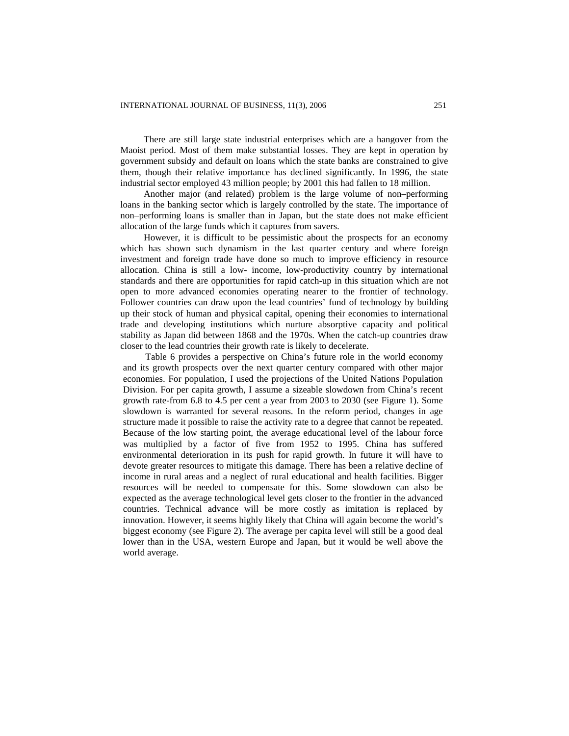There are still large state industrial enterprises which are a hangover from the Maoist period. Most of them make substantial losses. They are kept in operation by government subsidy and default on loans which the state banks are constrained to give them, though their relative importance has declined significantly. In 1996, the state industrial sector employed 43 million people; by 2001 this had fallen to 18 million.

Another major (and related) problem is the large volume of non–performing loans in the banking sector which is largely controlled by the state. The importance of non–performing loans is smaller than in Japan, but the state does not make efficient allocation of the large funds which it captures from savers.

However, it is difficult to be pessimistic about the prospects for an economy which has shown such dynamism in the last quarter century and where foreign investment and foreign trade have done so much to improve efficiency in resource allocation. China is still a low- income, low-productivity country by international standards and there are opportunities for rapid catch-up in this situation which are not open to more advanced economies operating nearer to the frontier of technology. Follower countries can draw upon the lead countries' fund of technology by building up their stock of human and physical capital, opening their economies to international trade and developing institutions which nurture absorptive capacity and political stability as Japan did between 1868 and the 1970s. When the catch-up countries draw closer to the lead countries their growth rate is likely to decelerate.

Table 6 provides a perspective on China's future role in the world economy and its growth prospects over the next quarter century compared with other major economies. For population, I used the projections of the United Nations Population Division. For per capita growth, I assume a sizeable slowdown from China's recent growth rate-from 6.8 to 4.5 per cent a year from 2003 to 2030 (see Figure 1). Some slowdown is warranted for several reasons. In the reform period, changes in age structure made it possible to raise the activity rate to a degree that cannot be repeated. Because of the low starting point, the average educational level of the labour force was multiplied by a factor of five from 1952 to 1995. China has suffered environmental deterioration in its push for rapid growth. In future it will have to devote greater resources to mitigate this damage. There has been a relative decline of income in rural areas and a neglect of rural educational and health facilities. Bigger resources will be needed to compensate for this. Some slowdown can also be expected as the average technological level gets closer to the frontier in the advanced countries. Technical advance will be more costly as imitation is replaced by innovation. However, it seems highly likely that China will again become the world's biggest economy (see Figure 2). The average per capita level will still be a good deal lower than in the USA, western Europe and Japan, but it would be well above the world average.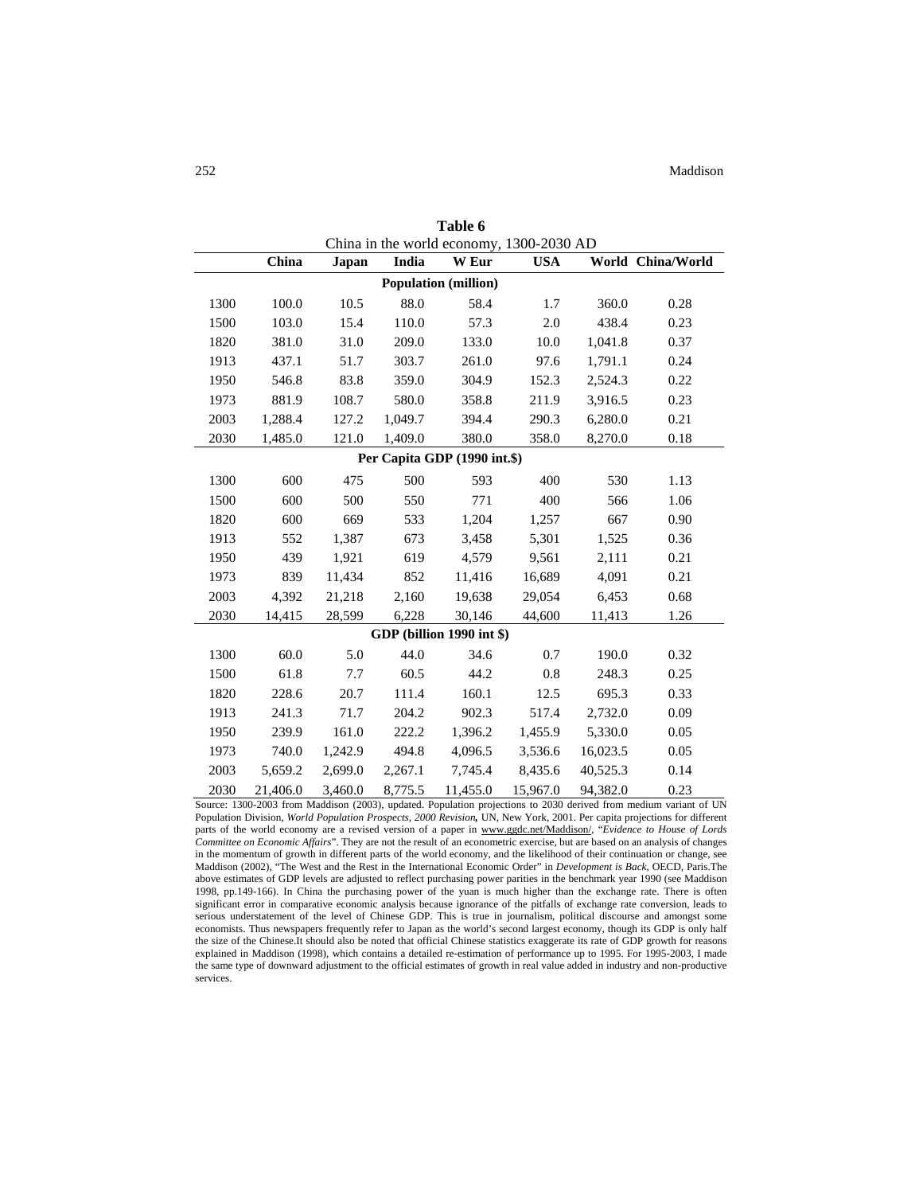**Table 6**

China in the world economy, 1300-2030 AD

| | China | Japan | India | W Eur | USA | World | China/World |
|---|---|---|---|---|---|---|---|
| **Population (million)** | | | | | | | |
| 1300 | 100.0 | 10.5 | 88.0 | 58.4 | 1.7 | 360.0 | 0.28 |
| 1500 | 103.0 | 15.4 | 110.0 | 57.3 | 2.0 | 438.4 | 0.23 |
| 1820 | 381.0 | 31.0 | 209.0 | 133.0 | 10.0 | 1,041.8 | 0.37 |
| 1913 | 437.1 | 51.7 | 303.7 | 261.0 | 97.6 | 1,791.1 | 0.24 |
| 1950 | 546.8 | 83.8 | 359.0 | 304.9 | 152.3 | 2,524.3 | 0.22 |
| 1973 | 881.9 | 108.7 | 580.0 | 358.8 | 211.9 | 3,916.5 | 0.23 |
| 2003 | 1,288.4 | 127.2 | 1,049.7 | 394.4 | 290.3 | 6,280.0 | 0.21 |
| 2030 | 1,485.0 | 121.0 | 1,409.0 | 380.0 | 358.0 | 8,270.0 | 0.18 |
| **Per Capita GDP (1990 int.$)** | | | | | | | |
| 1300 | 600 | 475 | 500 | 593 | 400 | 530 | 1.13 |
| 1500 | 600 | 500 | 550 | 771 | 400 | 566 | 1.06 |
| 1820 | 600 | 669 | 533 | 1,204 | 1,257 | 667 | 0.90 |
| 1913 | 552 | 1,387 | 673 | 3,458 | 5,301 | 1,525 | 0.36 |
| 1950 | 439 | 1,921 | 619 | 4,579 | 9,561 | 2,111 | 0.21 |
| 1973 | 839 | 11,434 | 852 | 11,416 | 16,689 | 4,091 | 0.21 |
| 2003 | 4,392 | 21,218 | 2,160 | 19,638 | 29,054 | 6,453 | 0.68 |
| 2030 | 14,415 | 28,599 | 6,228 | 30,146 | 44,600 | 11,413 | 1.26 |
| **GDP (billion 1990 int $)** | | | | | | | |
| 1300 | 60.0 | 5.0 | 44.0 | 34.6 | 0.7 | 190.0 | 0.32 |
| 1500 | 61.8 | 7.7 | 60.5 | 44.2 | 0.8 | 248.3 | 0.25 |
| 1820 | 228.6 | 20.7 | 111.4 | 160.1 | 12.5 | 695.3 | 0.33 |
| 1913 | 241.3 | 71.7 | 204.2 | 902.3 | 517.4 | 2,732.0 | 0.09 |
| 1950 | 239.9 | 161.0 | 222.2 | 1,396.2 | 1,455.9 | 5,330.0 | 0.05 |
| 1973 | 740.0 | 1,242.9 | 494.8 | 4,096.5 | 3,536.6 | 16,023.5 | 0.05 |
| 2003 | 5,659.2 | 2,699.0 | 2,267.1 | 7,745.4 | 8,435.6 | 40,525.3 | 0.14 |
| 2030 | 21,406.0 | 3,460.0 | 8,775.5 | 11,455.0 | 15,967.0 | 94,382.0 | 0.23 |

Source: 1300-2003 from Maddison (2003), updated. Population projections to 2030 derived from medium variant of UN Population Division, *World Population Prospects, 2000 Revision,* UN, New York, 2001. Per capita projections for different parts of the world economy are a revised version of a paper in www.ggdc.net/Maddison/, "*Evidence to House of Lords Committee on Economic Affairs*". They are not the result of an econometric exercise, but are based on an analysis of changes in the momentum of growth in different parts of the world economy, and the likelihood of their continuation or change, see Maddison (2002), "The West and the Rest in the International Economic Order" in *Development is Back*, OECD, Paris.The above estimates of GDP levels are adjusted to reflect purchasing power parities in the benchmark year 1990 (see Maddison 1998, pp.149-166). In China the purchasing power of the yuan is much higher than the exchange rate. There is often significant error in comparative economic analysis because ignorance of the pitfalls of exchange rate conversion, leads to serious understatement of the level of Chinese GDP. This is true in journalism, political discourse and amongst some economists. Thus newspapers frequently refer to Japan as the world's second largest economy, though its GDP is only half the size of the Chinese.It should also be noted that official Chinese statistics exaggerate its rate of GDP growth for reasons explained in Maddison (1998), which contains a detailed re-estimation of performance up to 1995. For 1995-2003, I made the same type of downward adjustment to the official estimates of growth in real value added in industry and non-productive services.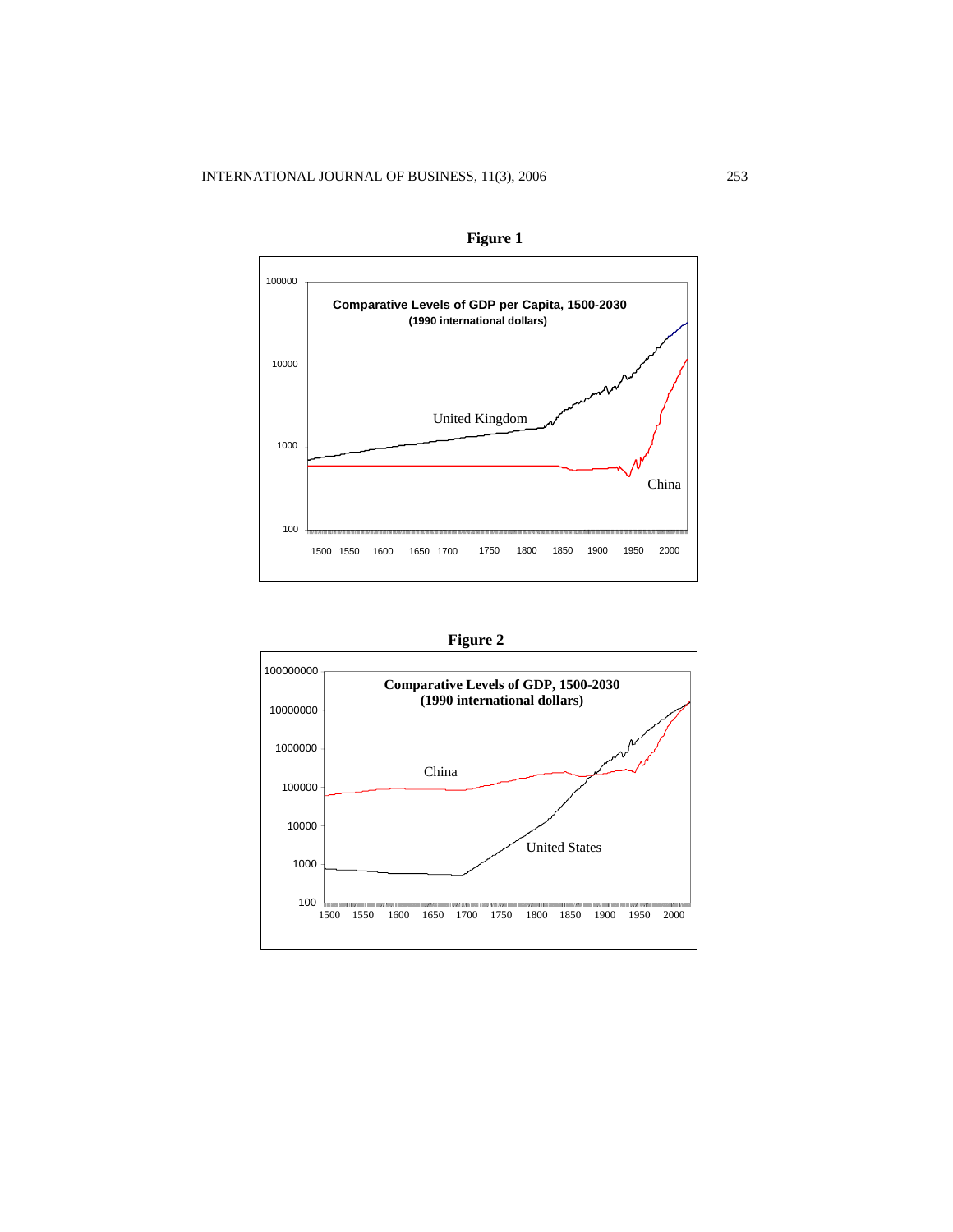**Figure 1**

**Comparative Levels of GDP per Capita, 1500-2030**
**(1990 international dollars)**

**Figure 2**

**Comparative Levels of GDP, 1500-2030**
**(1990 international dollars)**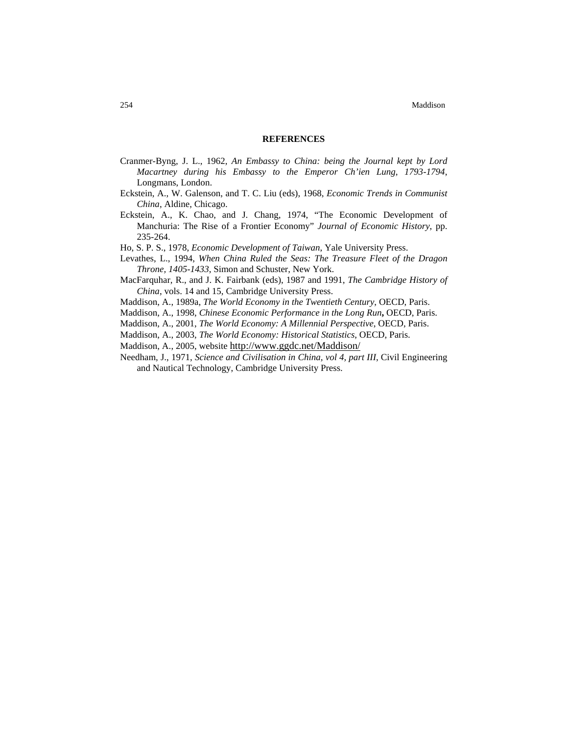## REFERENCES

Cranmer-Byng, J. L., 1962, *An Embassy to China: being the Journal kept by Lord Macartney during his Embassy to the Emperor Ch'ien Lung, 1793-1794*, Longmans, London.

Eckstein, A., W. Galenson, and T. C. Liu (eds), 1968, *Economic Trends in Communist China*, Aldine, Chicago.

Eckstein, A., K. Chao, and J. Chang, 1974, "The Economic Development of Manchuria: The Rise of a Frontier Economy" *Journal of Economic History*, pp. 235-264.

Ho, S. P. S., 1978, *Economic Development of Taiwan*, Yale University Press.

Levathes, L., 1994, *When China Ruled the Seas: The Treasure Fleet of the Dragon Throne, 1405-1433*, Simon and Schuster, New York.

MacFarquhar, R., and J. K. Fairbank (eds), 1987 and 1991, *The Cambridge History of China*, vols. 14 and 15, Cambridge University Press.

Maddison, A., 1989a, *The World Economy in the Twentieth Century*, OECD, Paris.

Maddison, A., 1998, *Chinese Economic Performance in the Long Run*, OECD, Paris.

Maddison, A., 2001, *The World Economy: A Millennial Perspective*, OECD, Paris.

Maddison, A., 2003, *The World Economy: Historical Statistics*, OECD, Paris.

Maddison, A., 2005, website http://www.ggdc.net/Maddison/

Needham, J., 1971, *Science and Civilisation in China, vol 4, part III*, Civil Engineering and Nautical Technology, Cambridge University Press.